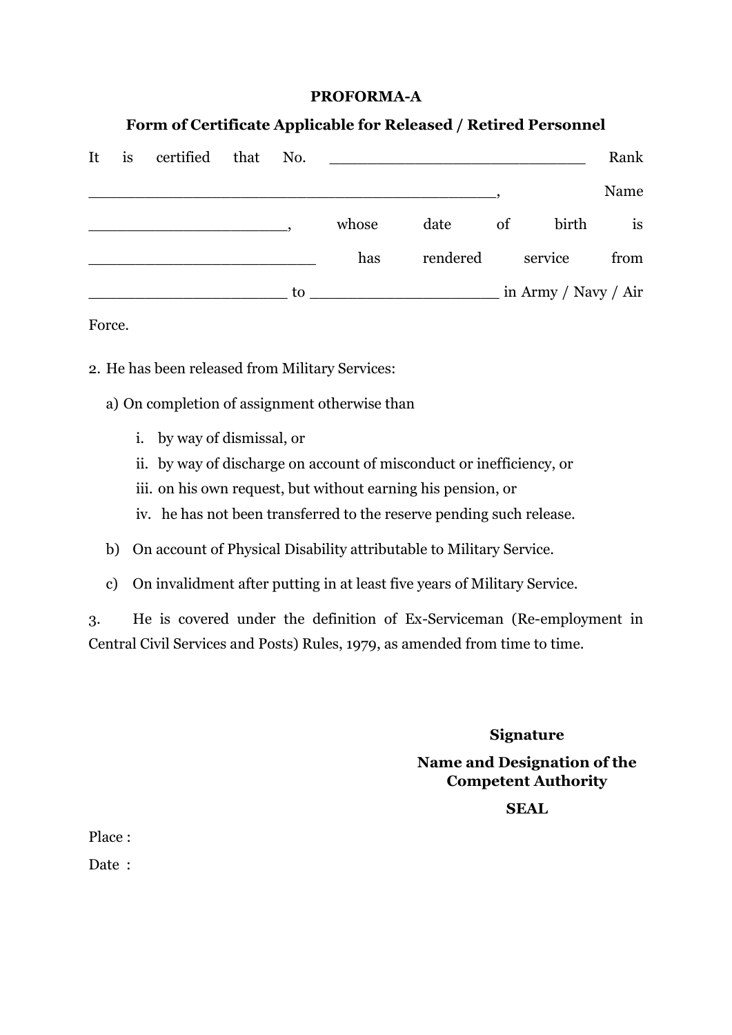**PROFORMA-A**

**Form of Certificate Applicable for Released / Retired Personnel**

It is certified that No. ___________________________ Rank ___________________________________________, Name _____________________, whose date of birth is ________________________ has rendered service from _____________________ to ____________________ in Army / Navy / Air Force.

2. He has been released from Military Services:

a) On completion of assignment otherwise than

   i. by way of dismissal, or
   ii. by way of discharge on account of misconduct or inefficiency, or
   iii. on his own request, but without earning his pension, or
   iv. he has not been transferred to the reserve pending such release.

b) On account of Physical Disability attributable to Military Service.

c) On invalidment after putting in at least five years of Military Service.

3. He is covered under the definition of Ex-Serviceman (Re-employment in Central Civil Services and Posts) Rules, 1979, as amended from time to time.

**Signature**

**Name and Designation of the Competent Authority**

**SEAL**

Place :

Date :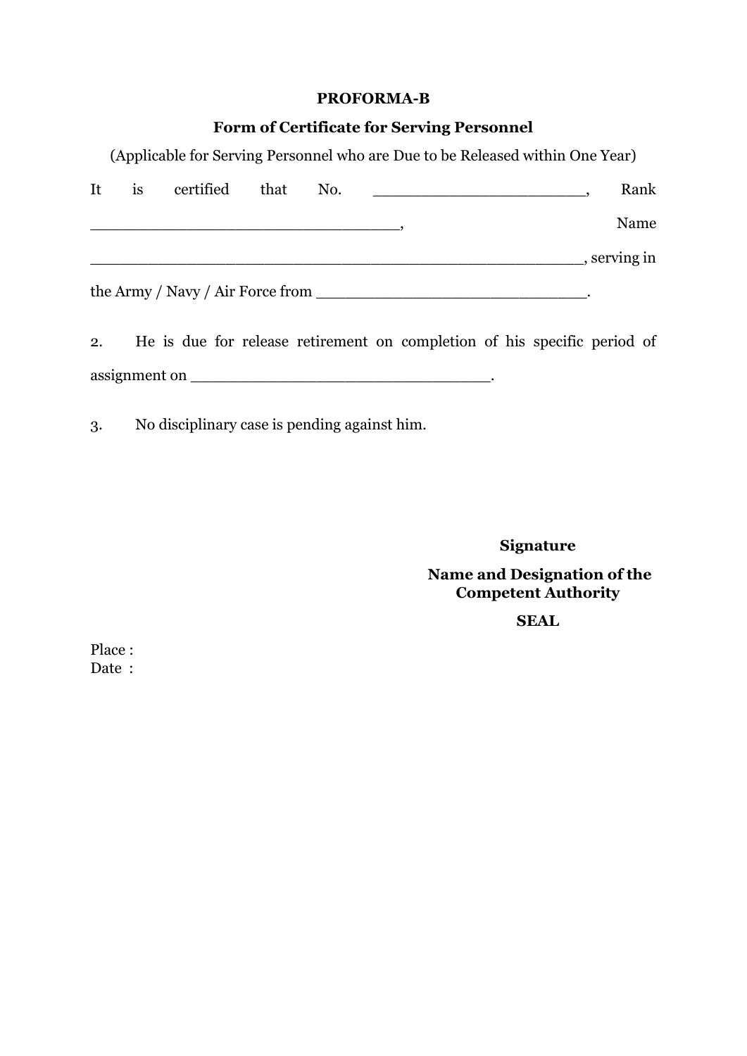**PROFORMA-B**

**Form of Certificate for Serving Personnel**

(Applicable for Serving Personnel who are Due to be Released within One Year)

It is certified that No. ______________________, Rank ________________________________, Name ___________________________________________________, serving in the Army / Navy / Air Force from ____________________________.

2. He is due for release retirement on completion of his specific period of assignment on _______________________________.

3. No disciplinary case is pending against him.

**Signature**

**Name and Designation of the Competent Authority**

**SEAL**

Place :
Date :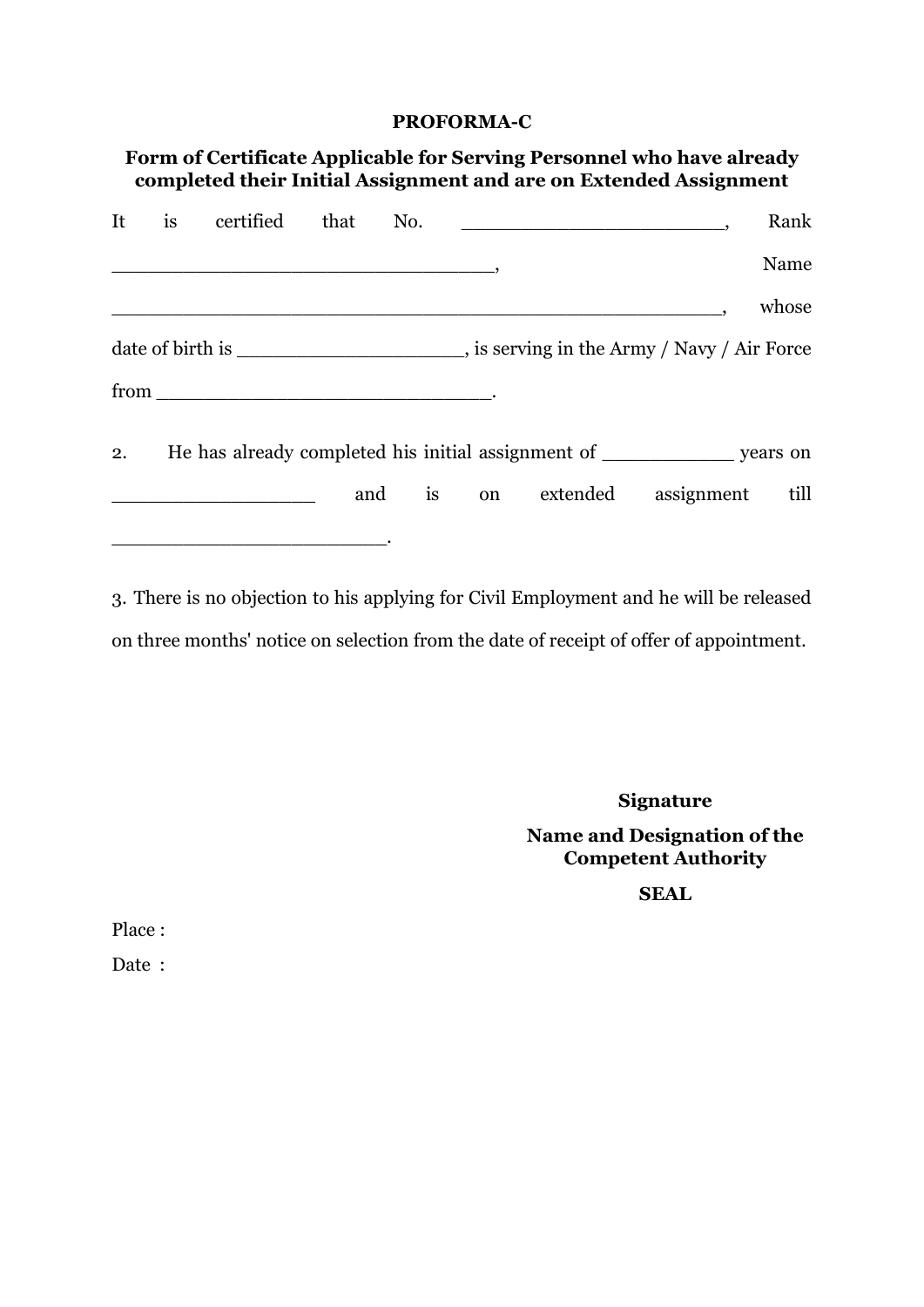**PROFORMA-C**

**Form of Certificate Applicable for Serving Personnel who have already completed their Initial Assignment and are on Extended Assignment**

It is certified that No. ______________________, Rank ________________________________, Name ___________________________________________________, whose date of birth is ___________________, is serving in the Army / Navy / Air Force from _____________________________.

2. He has already completed his initial assignment of ___________ years on _________________ and is on extended assignment till _______________________.

3. There is no objection to his applying for Civil Employment and he will be released on three months' notice on selection from the date of receipt of offer of appointment.

**Signature**

**Name and Designation of the Competent Authority**

**SEAL**

Place :

Date :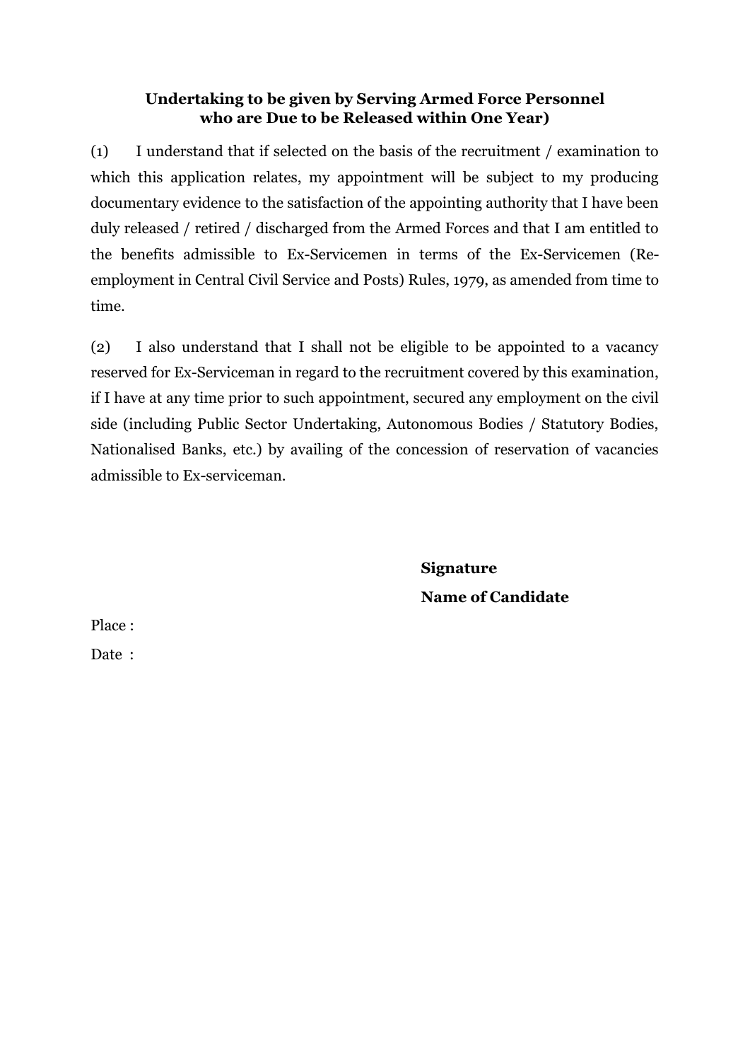**Undertaking to be given by Serving Armed Force Personnel who are Due to be Released within One Year)**

(1) I understand that if selected on the basis of the recruitment / examination to which this application relates, my appointment will be subject to my producing documentary evidence to the satisfaction of the appointing authority that I have been duly released / retired / discharged from the Armed Forces and that I am entitled to the benefits admissible to Ex-Servicemen in terms of the Ex-Servicemen (Re-employment in Central Civil Service and Posts) Rules, 1979, as amended from time to time.

(2) I also understand that I shall not be eligible to be appointed to a vacancy reserved for Ex-Serviceman in regard to the recruitment covered by this examination, if I have at any time prior to such appointment, secured any employment on the civil side (including Public Sector Undertaking, Autonomous Bodies / Statutory Bodies, Nationalised Banks, etc.) by availing of the concession of reservation of vacancies admissible to Ex-serviceman.

**Signature**

**Name of Candidate**

Place :

Date :